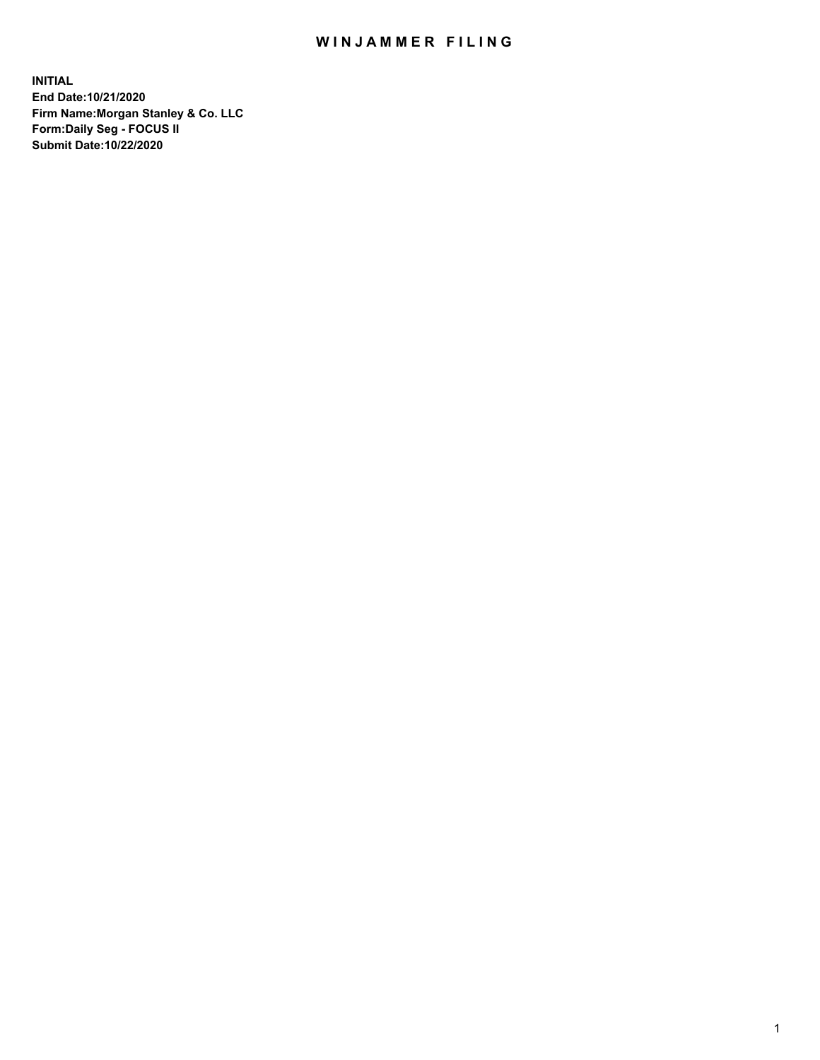# WINJAMMER FILING

**INITIAL**
**End Date:10/21/2020**
**Firm Name:Morgan Stanley & Co. LLC**
**Form:Daily Seg - FOCUS II**
**Submit Date:10/22/2020**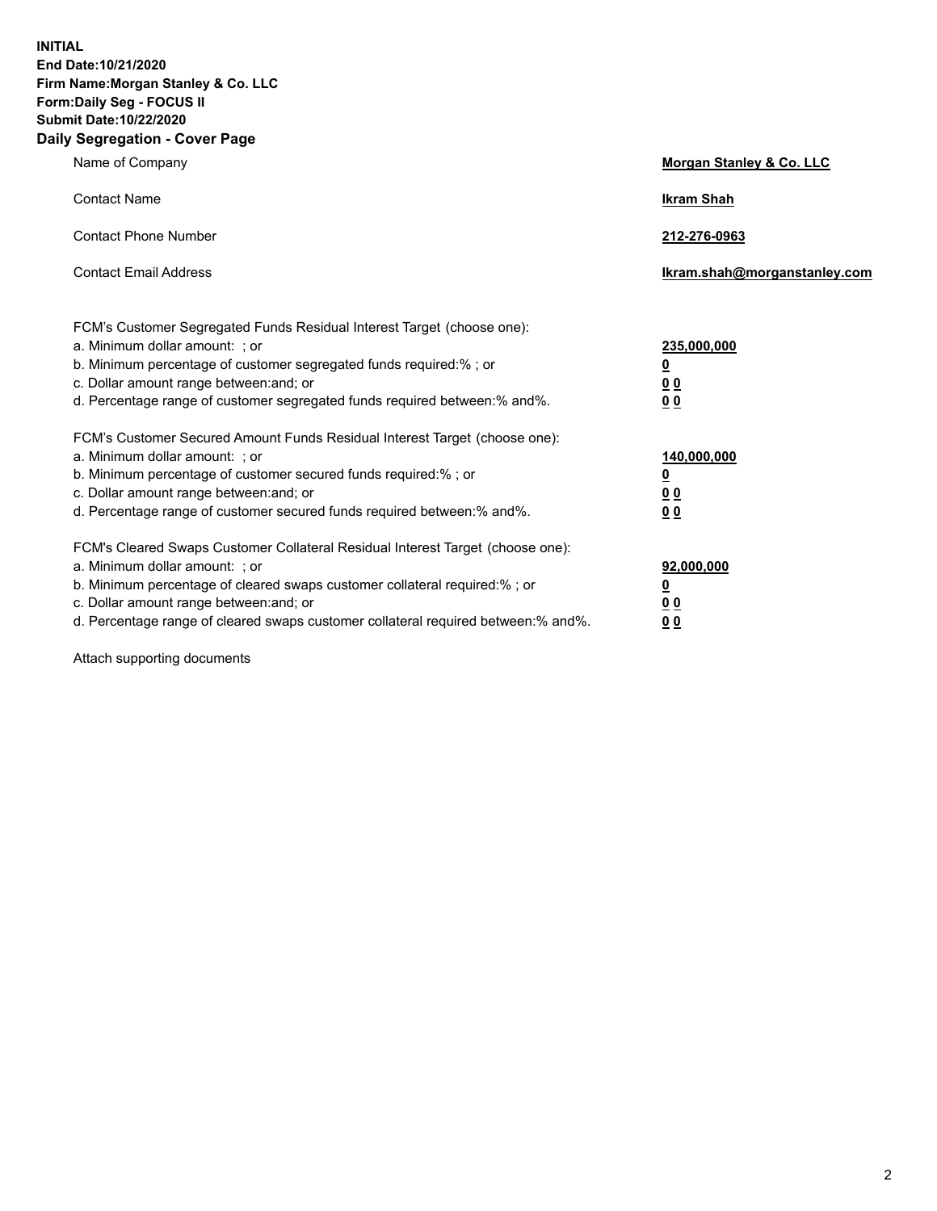**INITIAL**
**End Date:10/21/2020**
**Firm Name:Morgan Stanley & Co. LLC**
**Form:Daily Seg - FOCUS II**
**Submit Date:10/22/2020**

## Daily Segregation - Cover Page

| | |
|---|---|
| Name of Company | **Morgan Stanley & Co. LLC** |
| Contact Name | **Ikram Shah** |
| Contact Phone Number | **212-276-0963** |
| Contact Email Address | **Ikram.shah@morganstanley.com** |

| | |
|---|---|
| FCM's Customer Segregated Funds Residual Interest Target (choose one): | |
| a. Minimum dollar amount: ; or | **235,000,000** |
| b. Minimum percentage of customer segregated funds required:% ; or | **0** |
| c. Dollar amount range between:and; or | **0 0** |
| d. Percentage range of customer segregated funds required between:% and%. | **0 0** |
| FCM's Customer Secured Amount Funds Residual Interest Target (choose one): | |
| a. Minimum dollar amount: ; or | **140,000,000** |
| b. Minimum percentage of customer secured funds required:% ; or | **0** |
| c. Dollar amount range between:and; or | **0 0** |
| d. Percentage range of customer secured funds required between:% and%. | **0 0** |
| FCM's Cleared Swaps Customer Collateral Residual Interest Target (choose one): | |
| a. Minimum dollar amount: ; or | **92,000,000** |
| b. Minimum percentage of cleared swaps customer collateral required:% ; or | **0** |
| c. Dollar amount range between:and; or | **0 0** |
| d. Percentage range of cleared swaps customer collateral required between:% and%. | **0 0** |

Attach supporting documents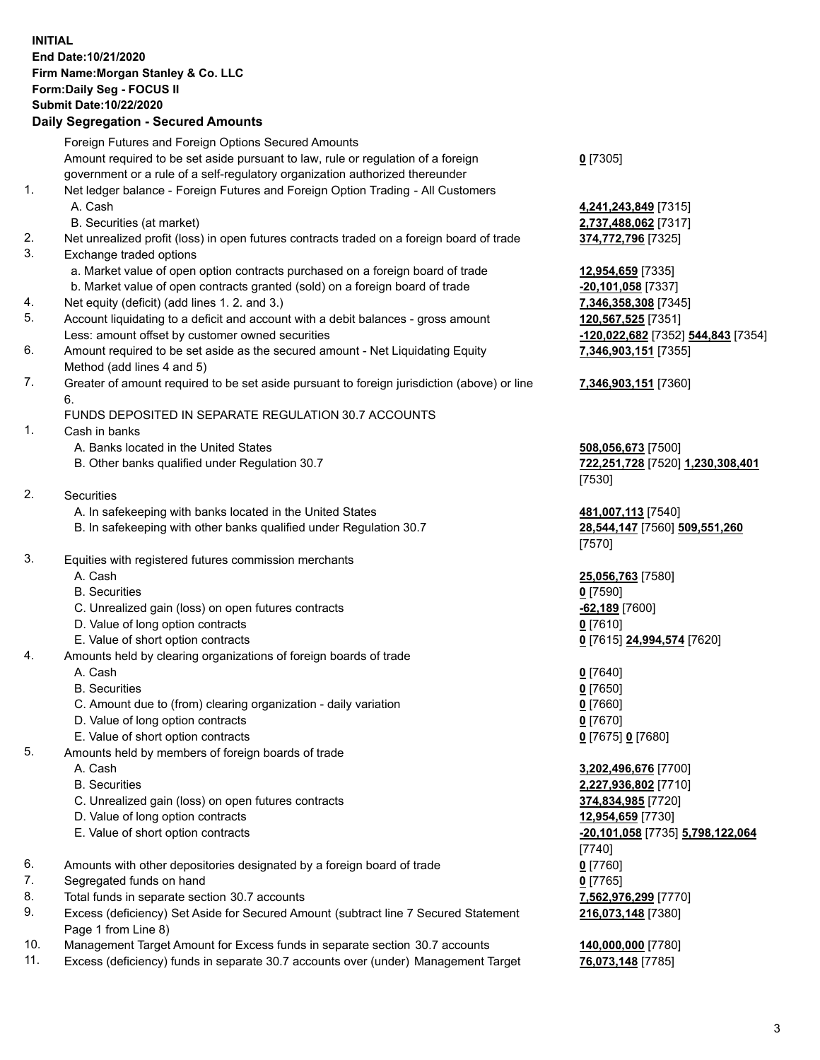**INITIAL**
**End Date:10/21/2020**
**Firm Name:Morgan Stanley & Co. LLC**
**Form:Daily Seg - FOCUS II**
**Submit Date:10/22/2020**

**Daily Segregation - Secured Amounts**

| | | |
|---|---|---|
| | Foreign Futures and Foreign Options Secured Amounts | |
| | Amount required to be set aside pursuant to law, rule or regulation of a foreign government or a rule of a self-regulatory organization authorized thereunder | **0** [7305] |
| 1. | Net ledger balance - Foreign Futures and Foreign Option Trading - All Customers | |
| | A. Cash | **4,241,243,849** [7315] |
| | B. Securities (at market) | **2,737,488,062** [7317] |
| 2. | Net unrealized profit (loss) in open futures contracts traded on a foreign board of trade | **374,772,796** [7325] |
| 3. | Exchange traded options | |
| | a. Market value of open option contracts purchased on a foreign board of trade | **12,954,659** [7335] |
| | b. Market value of open contracts granted (sold) on a foreign board of trade | **-20,101,058** [7337] |
| 4. | Net equity (deficit) (add lines 1. 2. and 3.) | **7,346,358,308** [7345] |
| 5. | Account liquidating to a deficit and account with a debit balances - gross amount | **120,567,525** [7351] |
| | Less: amount offset by customer owned securities | **-120,022,682** [7352] **544,843** [7354] |
| 6. | Amount required to be set aside as the secured amount - Net Liquidating Equity Method (add lines 4 and 5) | **7,346,903,151** [7355] |
| 7. | Greater of amount required to be set aside pursuant to foreign jurisdiction (above) or line 6. | **7,346,903,151** [7360] |
| | FUNDS DEPOSITED IN SEPARATE REGULATION 30.7 ACCOUNTS | |
| 1. | Cash in banks | |
| | A. Banks located in the United States | **508,056,673** [7500] |
| | B. Other banks qualified under Regulation 30.7 | **722,251,728** [7520] **1,230,308,401** [7530] |
| 2. | Securities | |
| | A. In safekeeping with banks located in the United States | **481,007,113** [7540] |
| | B. In safekeeping with other banks qualified under Regulation 30.7 | **28,544,147** [7560] **509,551,260** [7570] |
| 3. | Equities with registered futures commission merchants | |
| | A. Cash | **25,056,763** [7580] |
| | B. Securities | **0** [7590] |
| | C. Unrealized gain (loss) on open futures contracts | **-62,189** [7600] |
| | D. Value of long option contracts | **0** [7610] |
| | E. Value of short option contracts | **0** [7615] **24,994,574** [7620] |
| 4. | Amounts held by clearing organizations of foreign boards of trade | |
| | A. Cash | **0** [7640] |
| | B. Securities | **0** [7650] |
| | C. Amount due to (from) clearing organization - daily variation | **0** [7660] |
| | D. Value of long option contracts | **0** [7670] |
| | E. Value of short option contracts | **0** [7675] **0** [7680] |
| 5. | Amounts held by members of foreign boards of trade | |
| | A. Cash | **3,202,496,676** [7700] |
| | B. Securities | **2,227,936,802** [7710] |
| | C. Unrealized gain (loss) on open futures contracts | **374,834,985** [7720] |
| | D. Value of long option contracts | **12,954,659** [7730] |
| | E. Value of short option contracts | **-20,101,058** [7735] **5,798,122,064** [7740] |
| 6. | Amounts with other depositories designated by a foreign board of trade | **0** [7760] |
| 7. | Segregated funds on hand | **0** [7765] |
| 8. | Total funds in separate section 30.7 accounts | **7,562,976,299** [7770] |
| 9. | Excess (deficiency) Set Aside for Secured Amount (subtract line 7 Secured Statement Page 1 from Line 8) | **216,073,148** [7380] |
| 10. | Management Target Amount for Excess funds in separate section 30.7 accounts | **140,000,000** [7780] |
| 11. | Excess (deficiency) funds in separate 30.7 accounts over (under) Management Target | **76,073,148** [7785] |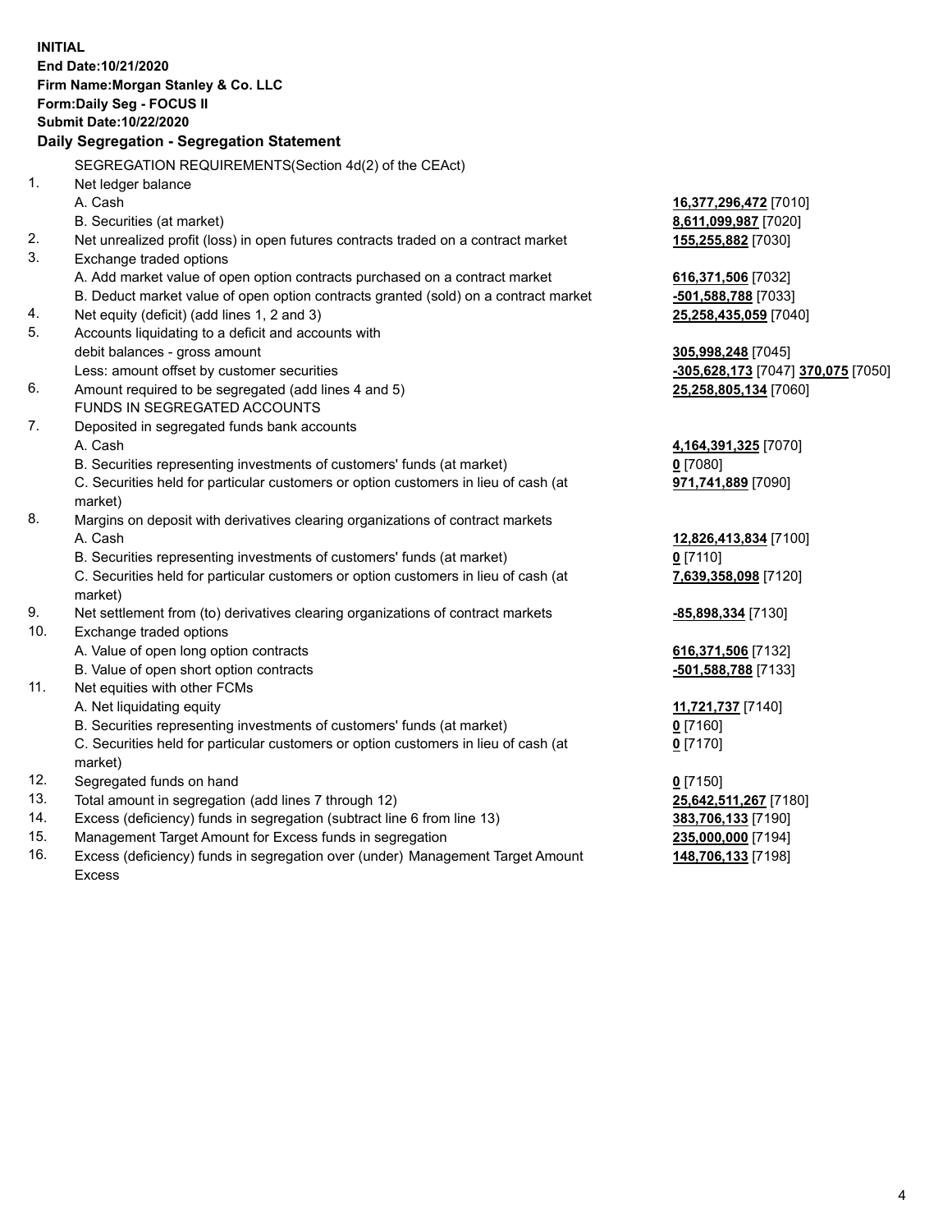**INITIAL**
**End Date:10/21/2020**
**Firm Name:Morgan Stanley & Co. LLC**
**Form:Daily Seg - FOCUS II**
**Submit Date:10/22/2020**

## Daily Segregation - Segregation Statement

SEGREGATION REQUIREMENTS(Section 4d(2) of the CEAct)

| | | |
|---|---|---|
| 1. | Net ledger balance | |
| | A. Cash | **16,377,296,472** [7010] |
| | B. Securities (at market) | **8,611,099,987** [7020] |
| 2. | Net unrealized profit (loss) in open futures contracts traded on a contract market | **155,255,882** [7030] |
| 3. | Exchange traded options | |
| | A. Add market value of open option contracts purchased on a contract market | **616,371,506** [7032] |
| | B. Deduct market value of open option contracts granted (sold) on a contract market | **-501,588,788** [7033] |
| 4. | Net equity (deficit) (add lines 1, 2 and 3) | **25,258,435,059** [7040] |
| 5. | Accounts liquidating to a deficit and accounts with | |
| | debit balances - gross amount | **305,998,248** [7045] |
| | Less: amount offset by customer securities | **-305,628,173** [7047] **370,075** [7050] |
| 6. | Amount required to be segregated (add lines 4 and 5) | **25,258,805,134** [7060] |
| | FUNDS IN SEGREGATED ACCOUNTS | |
| 7. | Deposited in segregated funds bank accounts | |
| | A. Cash | **4,164,391,325** [7070] |
| | B. Securities representing investments of customers' funds (at market) | **0** [7080] |
| | C. Securities held for particular customers or option customers in lieu of cash (at market) | **971,741,889** [7090] |
| 8. | Margins on deposit with derivatives clearing organizations of contract markets | |
| | A. Cash | **12,826,413,834** [7100] |
| | B. Securities representing investments of customers' funds (at market) | **0** [7110] |
| | C. Securities held for particular customers or option customers in lieu of cash (at market) | **7,639,358,098** [7120] |
| 9. | Net settlement from (to) derivatives clearing organizations of contract markets | **-85,898,334** [7130] |
| 10. | Exchange traded options | |
| | A. Value of open long option contracts | **616,371,506** [7132] |
| | B. Value of open short option contracts | **-501,588,788** [7133] |
| 11. | Net equities with other FCMs | |
| | A. Net liquidating equity | **11,721,737** [7140] |
| | B. Securities representing investments of customers' funds (at market) | **0** [7160] |
| | C. Securities held for particular customers or option customers in lieu of cash (at market) | **0** [7170] |
| 12. | Segregated funds on hand | **0** [7150] |
| 13. | Total amount in segregation (add lines 7 through 12) | **25,642,511,267** [7180] |
| 14. | Excess (deficiency) funds in segregation (subtract line 6 from line 13) | **383,706,133** [7190] |
| 15. | Management Target Amount for Excess funds in segregation | **235,000,000** [7194] |
| 16. | Excess (deficiency) funds in segregation over (under) Management Target Amount Excess | **148,706,133** [7198] |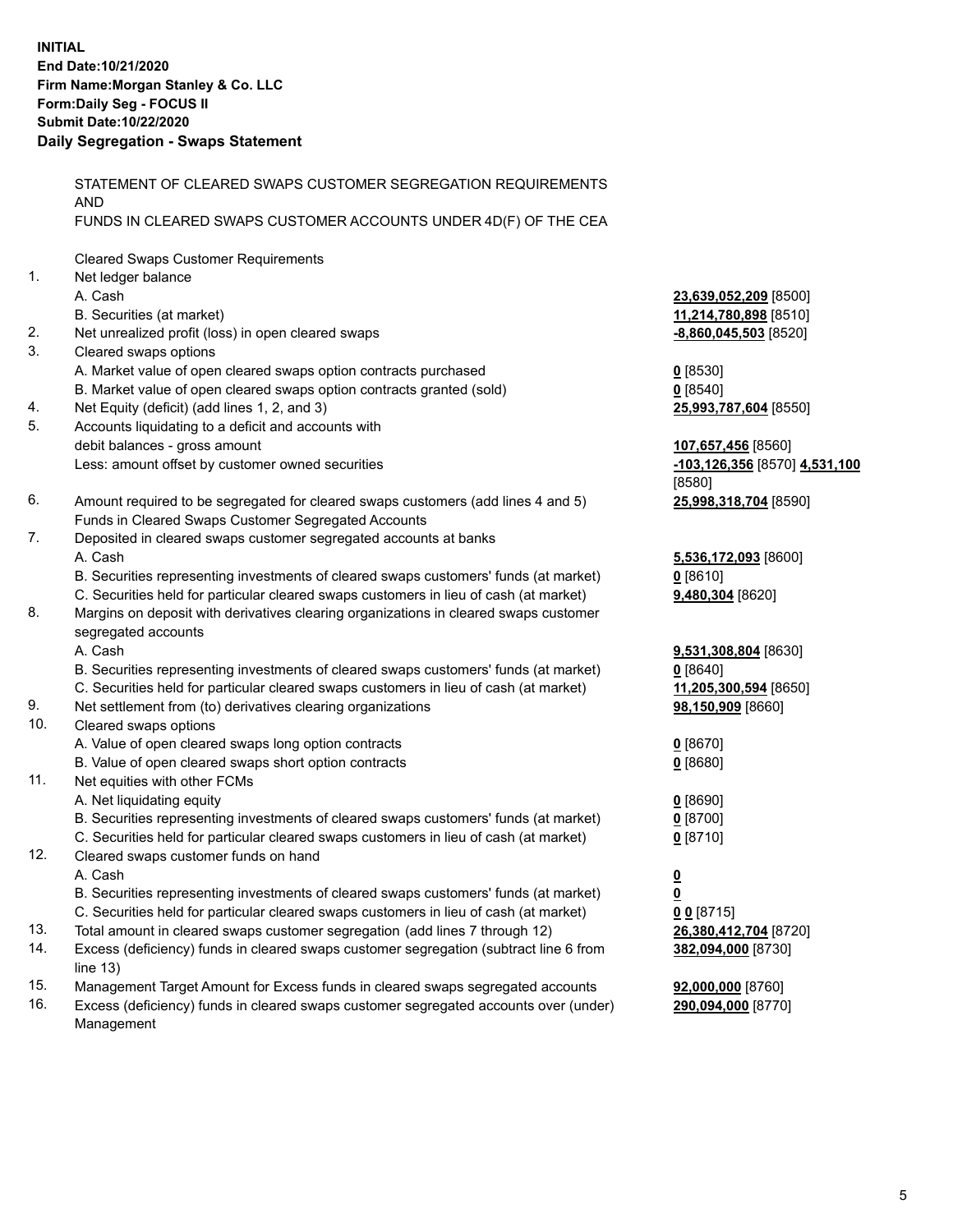**INITIAL**
**End Date:10/21/2020**
**Firm Name:Morgan Stanley & Co. LLC**
**Form:Daily Seg - FOCUS II**
**Submit Date:10/22/2020**
**Daily Segregation - Swaps Statement**

STATEMENT OF CLEARED SWAPS CUSTOMER SEGREGATION REQUIREMENTS AND
FUNDS IN CLEARED SWAPS CUSTOMER ACCOUNTS UNDER 4D(F) OF THE CEA

| | | |
|---|---|---|
| | Cleared Swaps Customer Requirements | |
| 1. | Net ledger balance | |
| | A. Cash | **23,639,052,209** [8500] |
| | B. Securities (at market) | **11,214,780,898** [8510] |
| 2. | Net unrealized profit (loss) in open cleared swaps | **-8,860,045,503** [8520] |
| 3. | Cleared swaps options | |
| | A. Market value of open cleared swaps option contracts purchased | **0** [8530] |
| | B. Market value of open cleared swaps option contracts granted (sold) | **0** [8540] |
| 4. | Net Equity (deficit) (add lines 1, 2, and 3) | **25,993,787,604** [8550] |
| 5. | Accounts liquidating to a deficit and accounts with debit balances - gross amount | **107,657,456** [8560] |
| | Less: amount offset by customer owned securities | **-103,126,356** [8570] **4,531,100** [8580] |
| 6. | Amount required to be segregated for cleared swaps customers (add lines 4 and 5) | **25,998,318,704** [8590] |
| | Funds in Cleared Swaps Customer Segregated Accounts | |
| 7. | Deposited in cleared swaps customer segregated accounts at banks | |
| | A. Cash | **5,536,172,093** [8600] |
| | B. Securities representing investments of cleared swaps customers' funds (at market) | **0** [8610] |
| | C. Securities held for particular cleared swaps customers in lieu of cash (at market) | **9,480,304** [8620] |
| 8. | Margins on deposit with derivatives clearing organizations in cleared swaps customer segregated accounts | |
| | A. Cash | **9,531,308,804** [8630] |
| | B. Securities representing investments of cleared swaps customers' funds (at market) | **0** [8640] |
| | C. Securities held for particular cleared swaps customers in lieu of cash (at market) | **11,205,300,594** [8650] |
| 9. | Net settlement from (to) derivatives clearing organizations | **98,150,909** [8660] |
| 10. | Cleared swaps options | |
| | A. Value of open cleared swaps long option contracts | **0** [8670] |
| | B. Value of open cleared swaps short option contracts | **0** [8680] |
| 11. | Net equities with other FCMs | |
| | A. Net liquidating equity | **0** [8690] |
| | B. Securities representing investments of cleared swaps customers' funds (at market) | **0** [8700] |
| | C. Securities held for particular cleared swaps customers in lieu of cash (at market) | **0** [8710] |
| 12. | Cleared swaps customer funds on hand | |
| | A. Cash | **0** |
| | B. Securities representing investments of cleared swaps customers' funds (at market) | **0** |
| | C. Securities held for particular cleared swaps customers in lieu of cash (at market) | **0** **0** [8715] |
| 13. | Total amount in cleared swaps customer segregation (add lines 7 through 12) | **26,380,412,704** [8720] |
| 14. | Excess (deficiency) funds in cleared swaps customer segregation (subtract line 6 from line 13) | **382,094,000** [8730] |
| 15. | Management Target Amount for Excess funds in cleared swaps segregated accounts | **92,000,000** [8760] |
| 16. | Excess (deficiency) funds in cleared swaps customer segregated accounts over (under) Management | **290,094,000** [8770] |